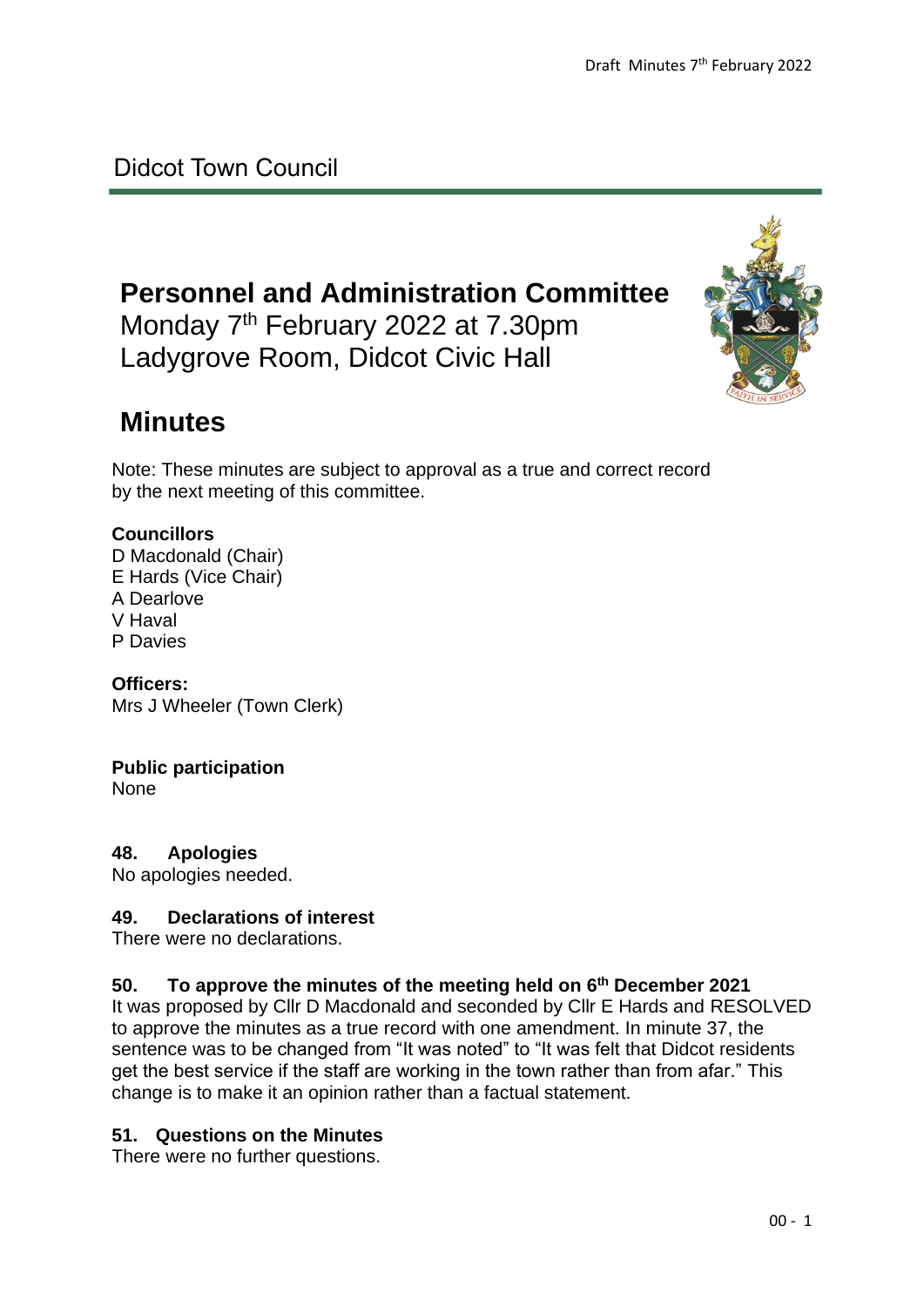# Didcot Town Council

## Personnel and Administration Committee

Monday 7th February 2022 at 7.30pm
Ladygrove Room, Didcot Civic Hall

## Minutes

Note: These minutes are subject to approval as a true and correct record by the next meeting of this committee.

**Councillors**
D Macdonald (Chair)
E Hards (Vice Chair)
A Dearlove
V Haval
P Davies

**Officers:**
Mrs J Wheeler (Town Clerk)

**Public participation**
None

### 48. Apologies

No apologies needed.

### 49. Declarations of interest

There were no declarations.

### 50. To approve the minutes of the meeting held on 6th December 2021

It was proposed by Cllr D Macdonald and seconded by Cllr E Hards and RESOLVED to approve the minutes as a true record with one amendment. In minute 37, the sentence was to be changed from "It was noted" to "It was felt that Didcot residents get the best service if the staff are working in the town rather than from afar." This change is to make it an opinion rather than a factual statement.

### 51. Questions on the Minutes

There were no further questions.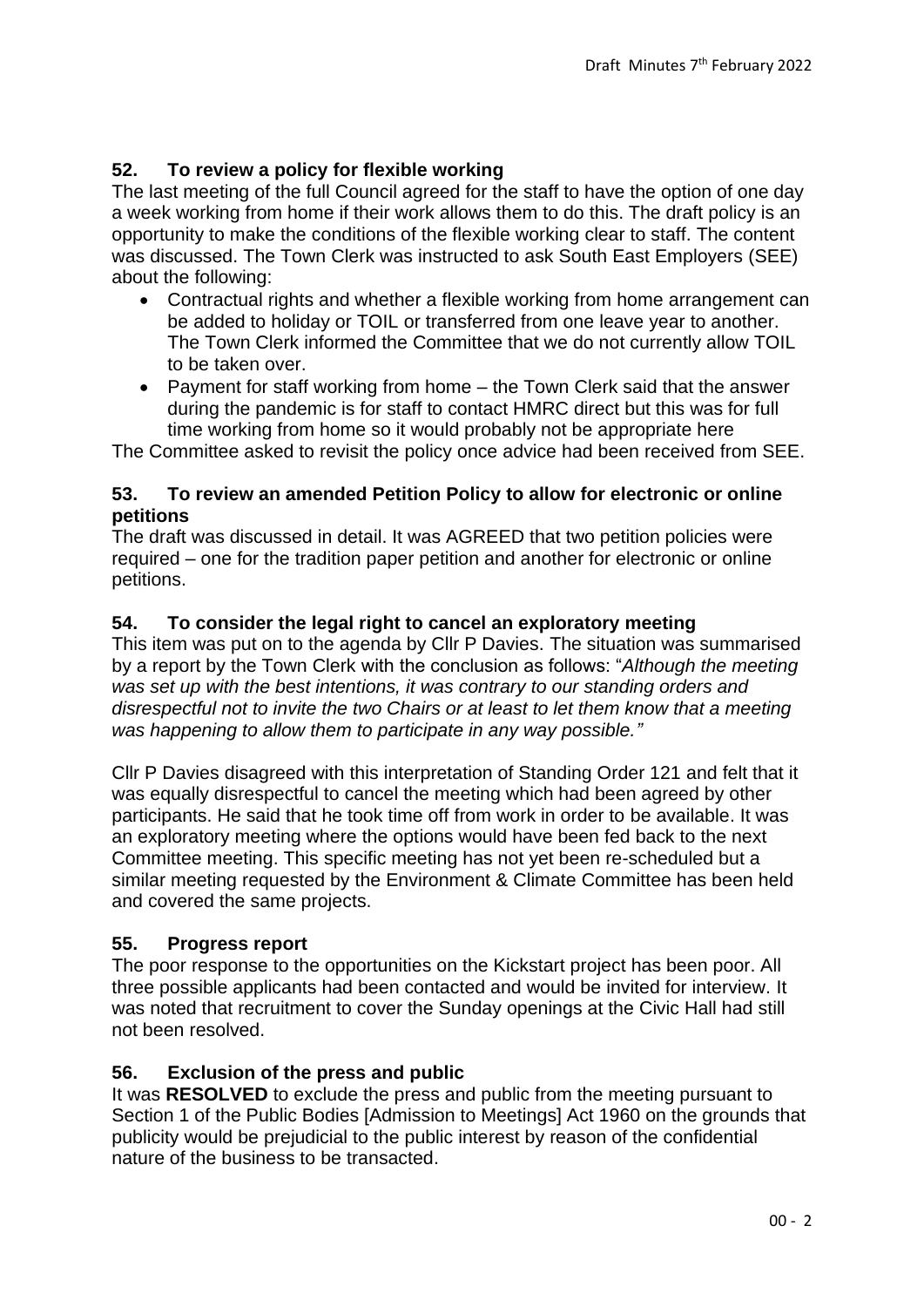### 52. To review a policy for flexible working

The last meeting of the full Council agreed for the staff to have the option of one day a week working from home if their work allows them to do this. The draft policy is an opportunity to make the conditions of the flexible working clear to staff. The content was discussed. The Town Clerk was instructed to ask South East Employers (SEE) about the following:

- Contractual rights and whether a flexible working from home arrangement can be added to holiday or TOIL or transferred from one leave year to another. The Town Clerk informed the Committee that we do not currently allow TOIL to be taken over.
- Payment for staff working from home – the Town Clerk said that the answer during the pandemic is for staff to contact HMRC direct but this was for full time working from home so it would probably not be appropriate here

The Committee asked to revisit the policy once advice had been received from SEE.

### 53. To review an amended Petition Policy to allow for electronic or online petitions

The draft was discussed in detail. It was AGREED that two petition policies were required – one for the tradition paper petition and another for electronic or online petitions.

### 54. To consider the legal right to cancel an exploratory meeting

This item was put on to the agenda by Cllr P Davies. The situation was summarised by a report by the Town Clerk with the conclusion as follows: "*Although the meeting was set up with the best intentions, it was contrary to our standing orders and disrespectful not to invite the two Chairs or at least to let them know that a meeting was happening to allow them to participate in any way possible.*"

Cllr P Davies disagreed with this interpretation of Standing Order 121 and felt that it was equally disrespectful to cancel the meeting which had been agreed by other participants. He said that he took time off from work in order to be available. It was an exploratory meeting where the options would have been fed back to the next Committee meeting. This specific meeting has not yet been re-scheduled but a similar meeting requested by the Environment & Climate Committee has been held and covered the same projects.

### 55. Progress report

The poor response to the opportunities on the Kickstart project has been poor. All three possible applicants had been contacted and would be invited for interview. It was noted that recruitment to cover the Sunday openings at the Civic Hall had still not been resolved.

### 56. Exclusion of the press and public

It was **RESOLVED** to exclude the press and public from the meeting pursuant to Section 1 of the Public Bodies [Admission to Meetings] Act 1960 on the grounds that publicity would be prejudicial to the public interest by reason of the confidential nature of the business to be transacted.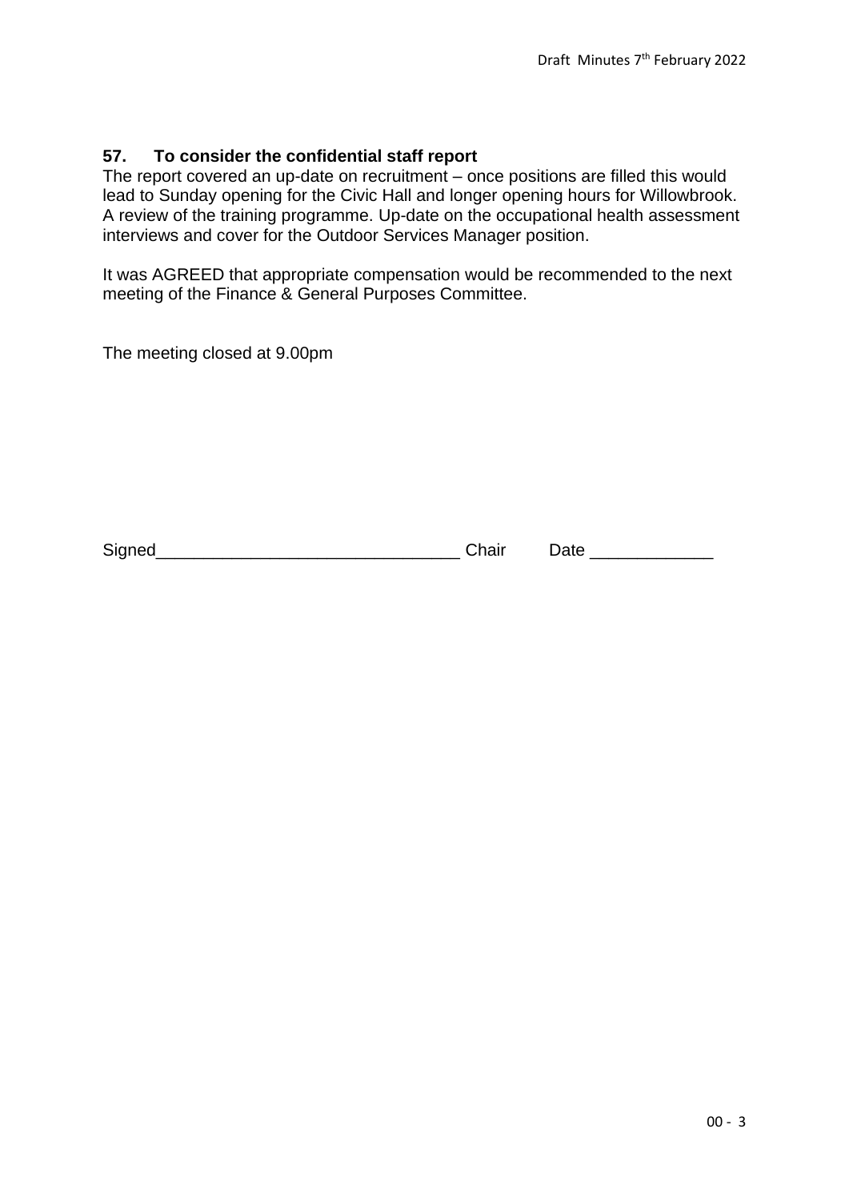### 57. To consider the confidential staff report

The report covered an up-date on recruitment – once positions are filled this would lead to Sunday opening for the Civic Hall and longer opening hours for Willowbrook. A review of the training programme. Up-date on the occupational health assessment interviews and cover for the Outdoor Services Manager position.

It was AGREED that appropriate compensation would be recommended to the next meeting of the Finance & General Purposes Committee.

The meeting closed at 9.00pm

Signed_______________________________ Chair Date _____________